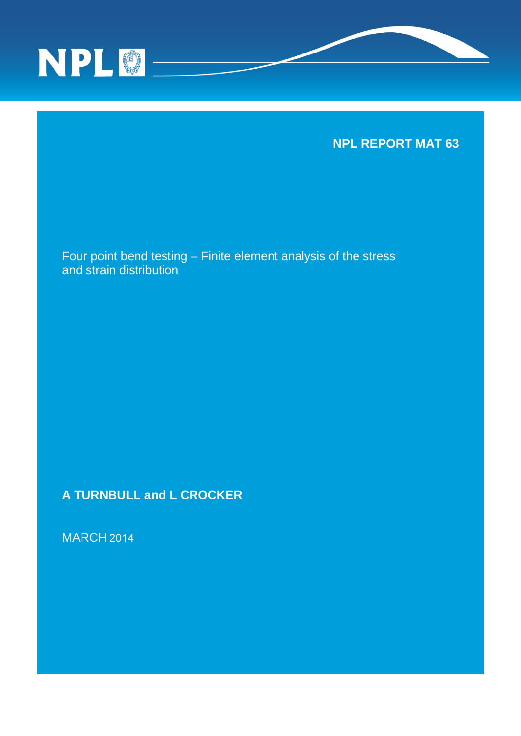NPL

**NPL REPORT MAT 63**

# Four point bend testing – Finite element analysis of the stress and strain distribution

**A TURNBULL and L CROCKER**

MARCH 2014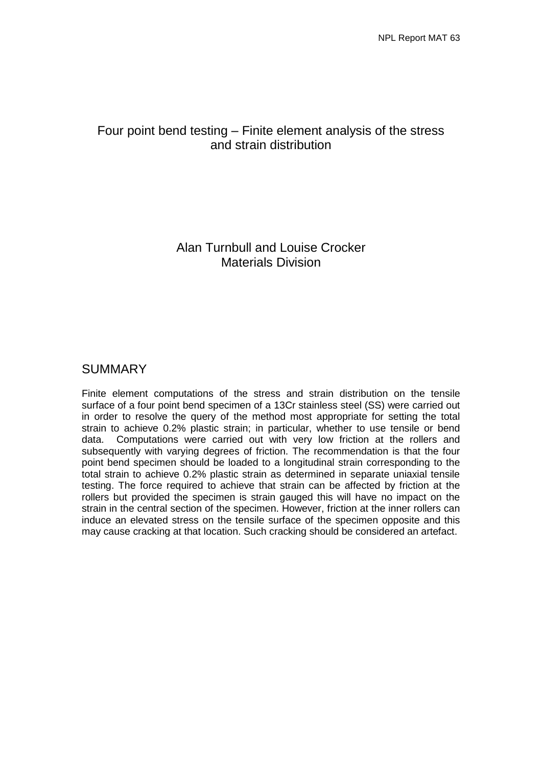# Four point bend testing – Finite element analysis of the stress and strain distribution

Alan Turnbull and Louise Crocker
Materials Division

## SUMMARY

Finite element computations of the stress and strain distribution on the tensile surface of a four point bend specimen of a 13Cr stainless steel (SS) were carried out in order to resolve the query of the method most appropriate for setting the total strain to achieve 0.2% plastic strain; in particular, whether to use tensile or bend data. Computations were carried out with very low friction at the rollers and subsequently with varying degrees of friction. The recommendation is that the four point bend specimen should be loaded to a longitudinal strain corresponding to the total strain to achieve 0.2% plastic strain as determined in separate uniaxial tensile testing. The force required to achieve that strain can be affected by friction at the rollers but provided the specimen is strain gauged this will have no impact on the strain in the central section of the specimen. However, friction at the inner rollers can induce an elevated stress on the tensile surface of the specimen opposite and this may cause cracking at that location. Such cracking should be considered an artefact.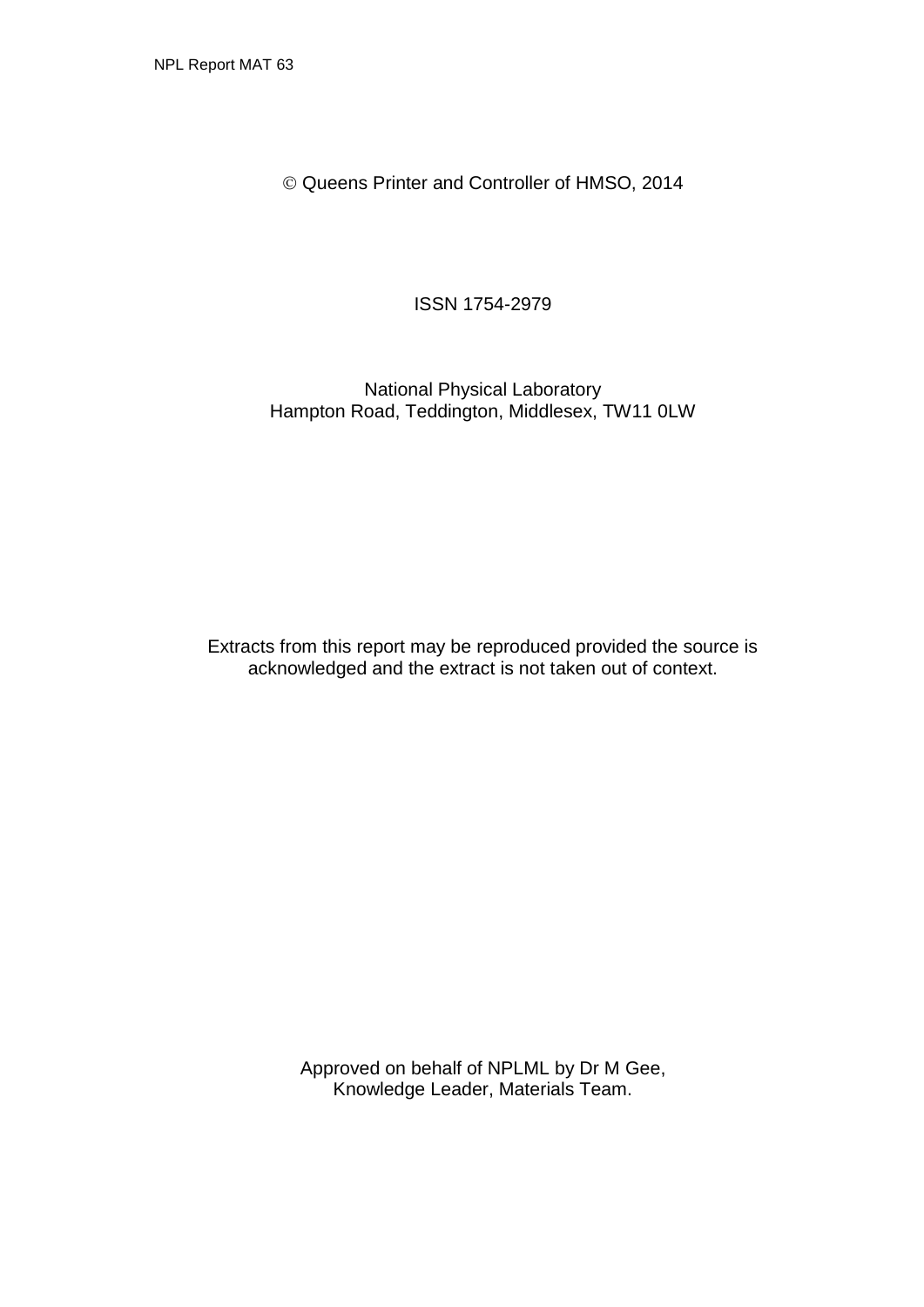© Queens Printer and Controller of HMSO, 2014

ISSN 1754-2979

National Physical Laboratory
Hampton Road, Teddington, Middlesex, TW11 0LW

Extracts from this report may be reproduced provided the source is acknowledged and the extract is not taken out of context.

Approved on behalf of NPLML by Dr M Gee,
Knowledge Leader, Materials Team.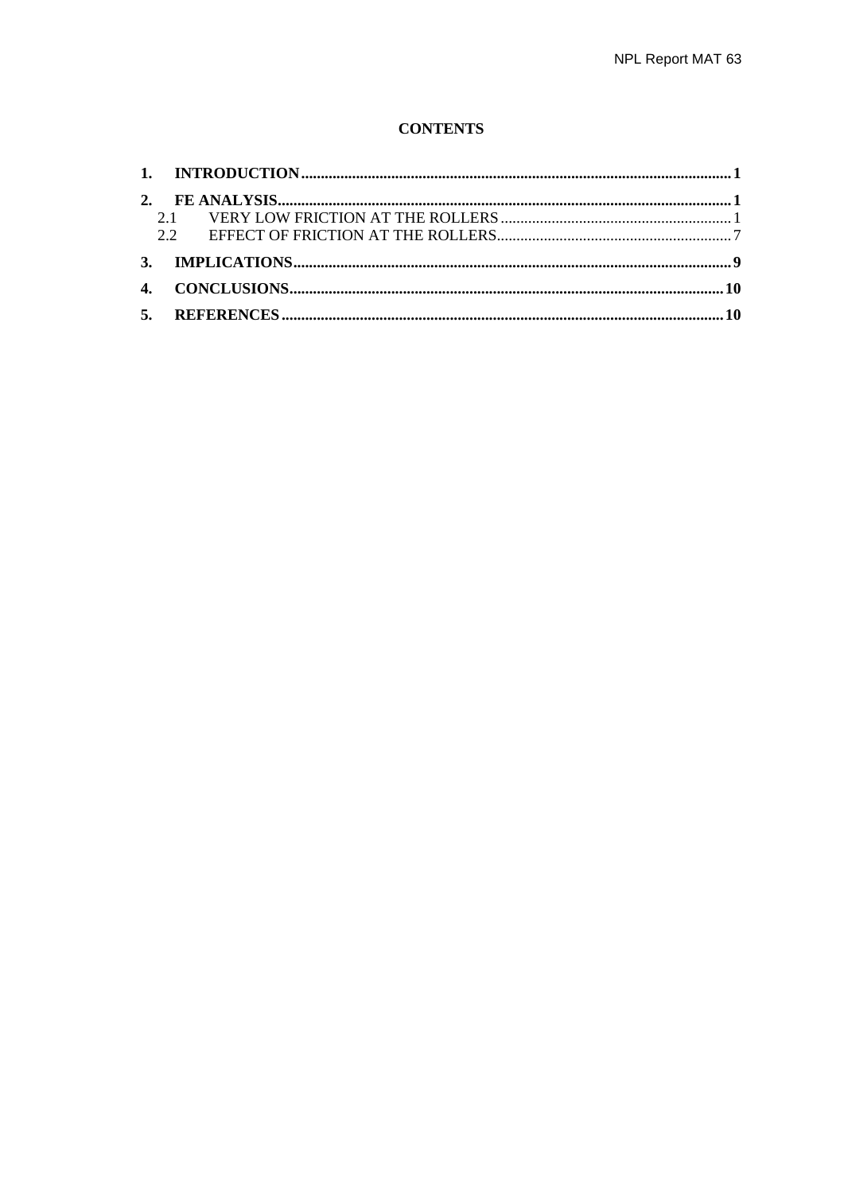**CONTENTS**

1. **INTRODUCTION** ............................................................................................................ **1**
2. **FE ANALYSIS** .................................................................................................................. **1**
    - 2.1 VERY LOW FRICTION AT THE ROLLERS .......................................................... 1
    - 2.2 EFFECT OF FRICTION AT THE ROLLERS ........................................................... 7
3. **IMPLICATIONS** ............................................................................................................... **9**
4. **CONCLUSIONS** ............................................................................................................. **10**
5. **REFERENCES** ................................................................................................................ **10**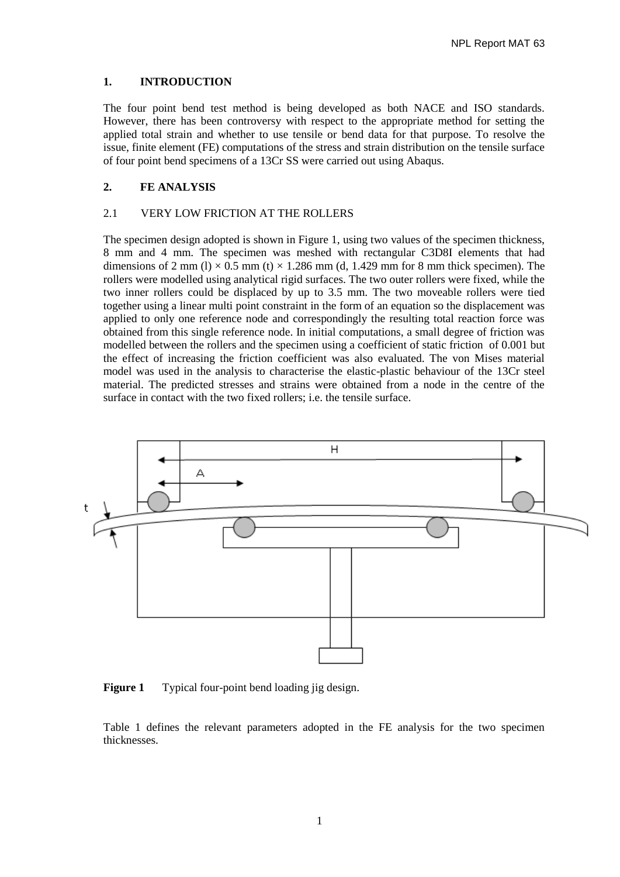## 1. INTRODUCTION

The four point bend test method is being developed as both NACE and ISO standards. However, there has been controversy with respect to the appropriate method for setting the applied total strain and whether to use tensile or bend data for that purpose. To resolve the issue, finite element (FE) computations of the stress and strain distribution on the tensile surface of four point bend specimens of a 13Cr SS were carried out using Abaqus.

## 2. FE ANALYSIS

### 2.1 VERY LOW FRICTION AT THE ROLLERS

The specimen design adopted is shown in Figure 1, using two values of the specimen thickness, 8 mm and 4 mm. The specimen was meshed with rectangular C3D8I elements that had dimensions of 2 mm (l) × 0.5 mm (t) × 1.286 mm (d, 1.429 mm for 8 mm thick specimen). The rollers were modelled using analytical rigid surfaces. The two outer rollers were fixed, while the two inner rollers could be displaced by up to 3.5 mm. The two moveable rollers were tied together using a linear multi point constraint in the form of an equation so the displacement was applied to only one reference node and correspondingly the resulting total reaction force was obtained from this single reference node. In initial computations, a small degree of friction was modelled between the rollers and the specimen using a coefficient of static friction of 0.001 but the effect of increasing the friction coefficient was also evaluated. The von Mises material model was used in the analysis to characterise the elastic-plastic behaviour of the 13Cr steel material. The predicted stresses and strains were obtained from a node in the centre of the surface in contact with the two fixed rollers; i.e. the tensile surface.

**Figure 1** Typical four-point bend loading jig design.

Table 1 defines the relevant parameters adopted in the FE analysis for the two specimen thicknesses.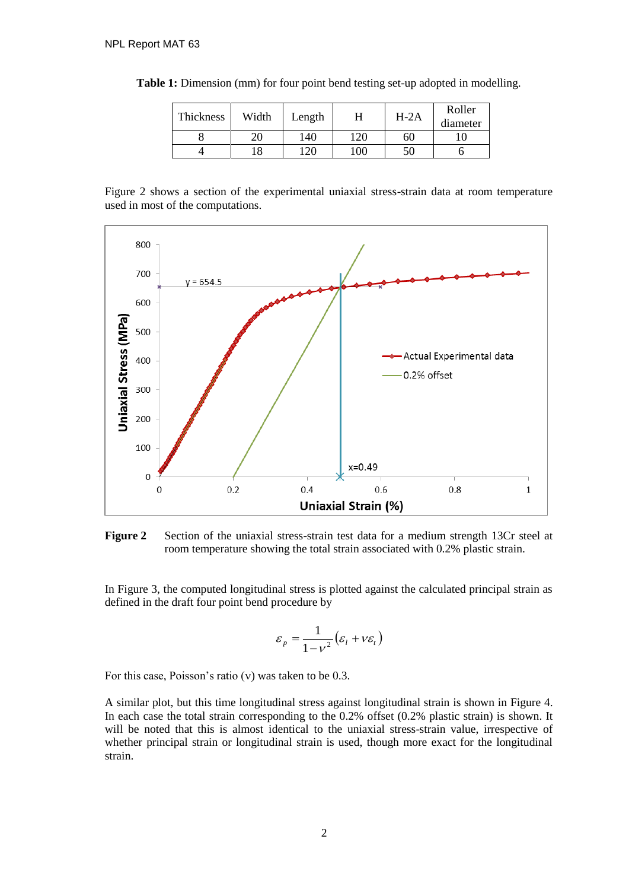**Table 1:** Dimension (mm) for four point bend testing set-up adopted in modelling.

| Thickness | Width | Length | H | H-2A | Roller diameter |
|---|---|---|---|---|---|
| 8 | 20 | 140 | 120 | 60 | 10 |
| 4 | 18 | 120 | 100 | 50 | 6 |

Figure 2 shows a section of the experimental uniaxial stress-strain data at room temperature used in most of the computations.

**Figure 2** Section of the uniaxial stress-strain test data for a medium strength 13Cr steel at room temperature showing the total strain associated with 0.2% plastic strain.

In Figure 3, the computed longitudinal stress is plotted against the calculated principal strain as defined in the draft four point bend procedure by

$$\varepsilon_p = \frac{1}{1-\nu^2}\left(\varepsilon_l + \nu\varepsilon_t\right)$$

For this case, Poisson's ratio ($\nu$) was taken to be 0.3.

A similar plot, but this time longitudinal stress against longitudinal strain is shown in Figure 4. In each case the total strain corresponding to the 0.2% offset (0.2% plastic strain) is shown. It will be noted that this is almost identical to the uniaxial stress-strain value, irrespective of whether principal strain or longitudinal strain is used, though more exact for the longitudinal strain.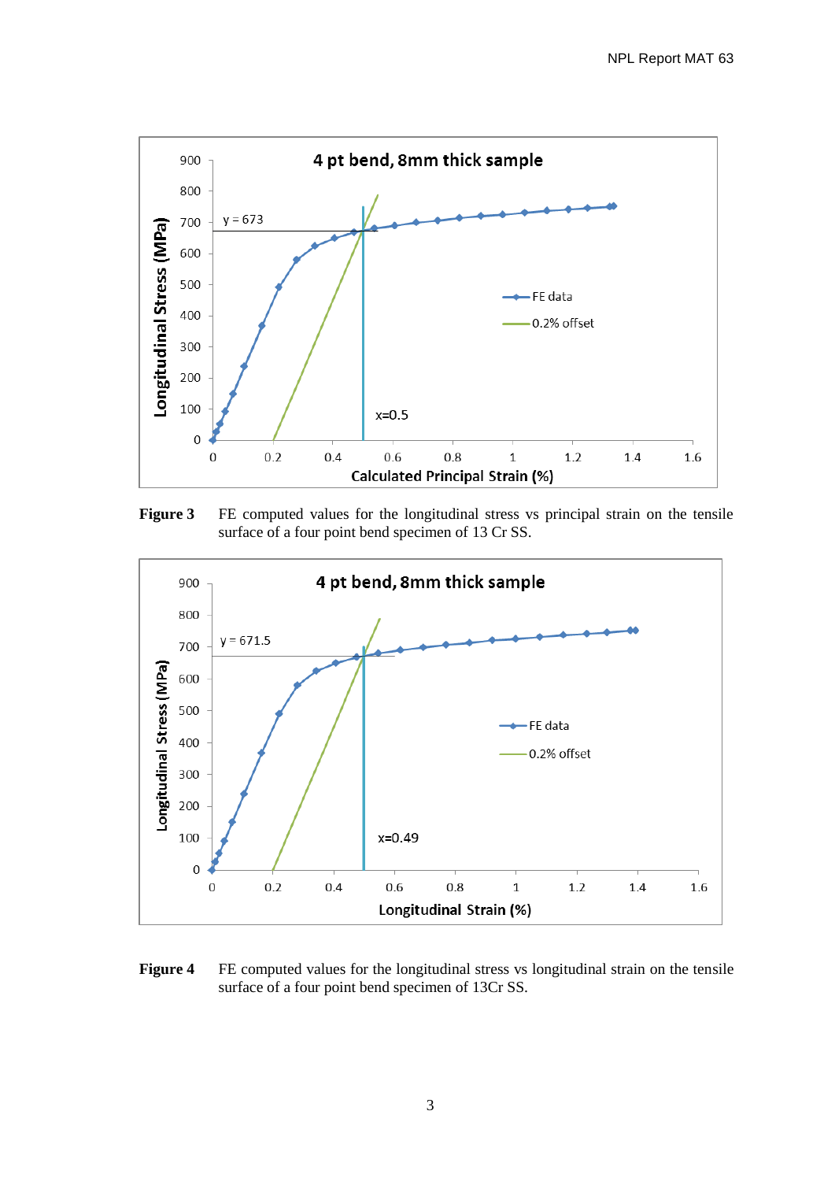**Figure 3** FE computed values for the longitudinal stress vs principal strain on the tensile surface of a four point bend specimen of 13 Cr SS.

**Figure 4** FE computed values for the longitudinal stress vs longitudinal strain on the tensile surface of a four point bend specimen of 13Cr SS.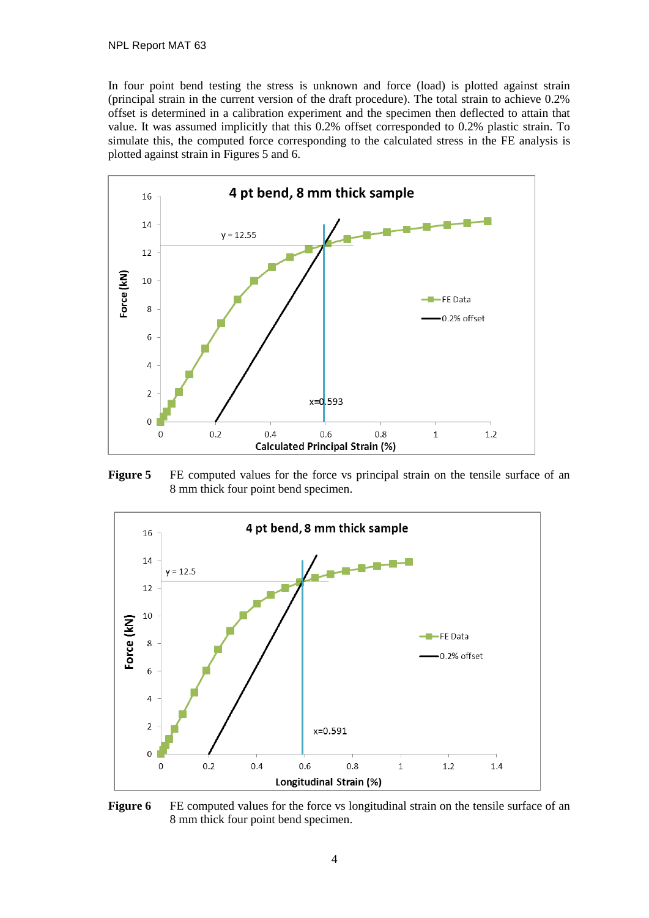In four point bend testing the stress is unknown and force (load) is plotted against strain (principal strain in the current version of the draft procedure). The total strain to achieve 0.2% offset is determined in a calibration experiment and the specimen then deflected to attain that value. It was assumed implicitly that this 0.2% offset corresponded to 0.2% plastic strain. To simulate this, the computed force corresponding to the calculated stress in the FE analysis is plotted against strain in Figures 5 and 6.

**Figure 5** FE computed values for the force vs principal strain on the tensile surface of an 8 mm thick four point bend specimen.

**Figure 6** FE computed values for the force vs longitudinal strain on the tensile surface of an 8 mm thick four point bend specimen.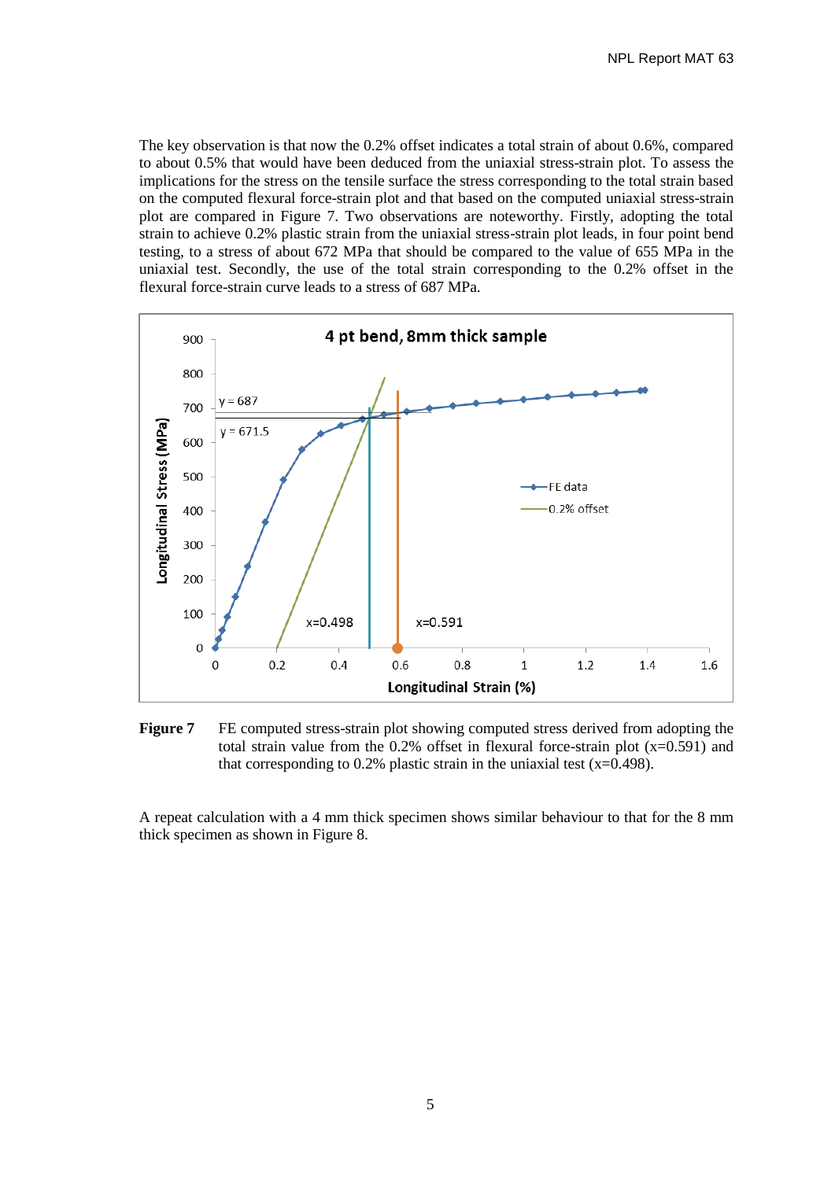The key observation is that now the 0.2% offset indicates a total strain of about 0.6%, compared to about 0.5% that would have been deduced from the uniaxial stress-strain plot. To assess the implications for the stress on the tensile surface the stress corresponding to the total strain based on the computed flexural force-strain plot and that based on the computed uniaxial stress-strain plot are compared in Figure 7. Two observations are noteworthy. Firstly, adopting the total strain to achieve 0.2% plastic strain from the uniaxial stress-strain plot leads, in four point bend testing, to a stress of about 672 MPa that should be compared to the value of 655 MPa in the uniaxial test. Secondly, the use of the total strain corresponding to the 0.2% offset in the flexural force-strain curve leads to a stress of 687 MPa.

**Figure 7** FE computed stress-strain plot showing computed stress derived from adopting the total strain value from the 0.2% offset in flexural force-strain plot (x=0.591) and that corresponding to 0.2% plastic strain in the uniaxial test (x=0.498).

A repeat calculation with a 4 mm thick specimen shows similar behaviour to that for the 8 mm thick specimen as shown in Figure 8.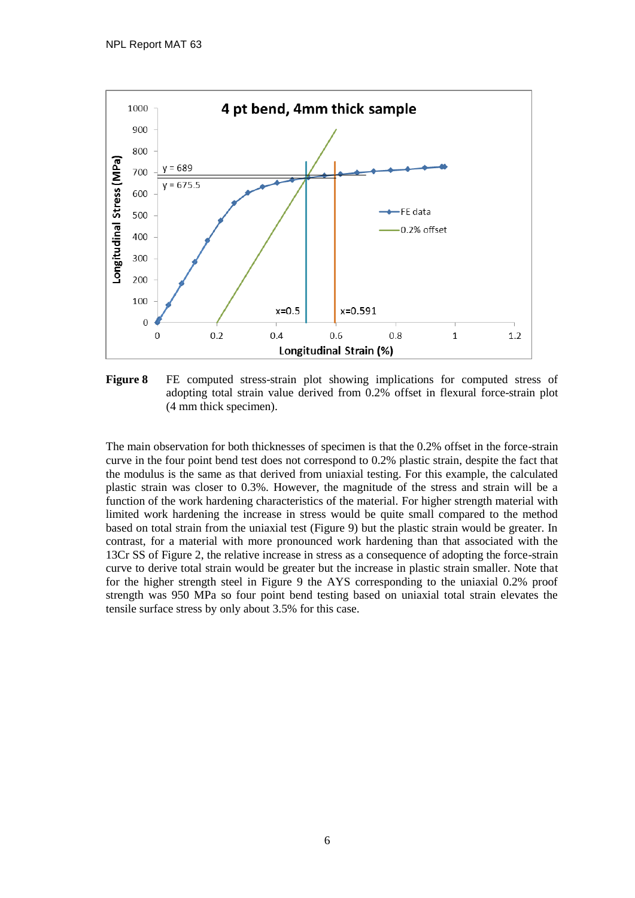**Figure 8** FE computed stress-strain plot showing implications for computed stress of adopting total strain value derived from 0.2% offset in flexural force-strain plot (4 mm thick specimen).

The main observation for both thicknesses of specimen is that the 0.2% offset in the force-strain curve in the four point bend test does not correspond to 0.2% plastic strain, despite the fact that the modulus is the same as that derived from uniaxial testing. For this example, the calculated plastic strain was closer to 0.3%. However, the magnitude of the stress and strain will be a function of the work hardening characteristics of the material. For higher strength material with limited work hardening the increase in stress would be quite small compared to the method based on total strain from the uniaxial test (Figure 9) but the plastic strain would be greater. In contrast, for a material with more pronounced work hardening than that associated with the 13Cr SS of Figure 2, the relative increase in stress as a consequence of adopting the force-strain curve to derive total strain would be greater but the increase in plastic strain smaller. Note that for the higher strength steel in Figure 9 the AYS corresponding to the uniaxial 0.2% proof strength was 950 MPa so four point bend testing based on uniaxial total strain elevates the tensile surface stress by only about 3.5% for this case.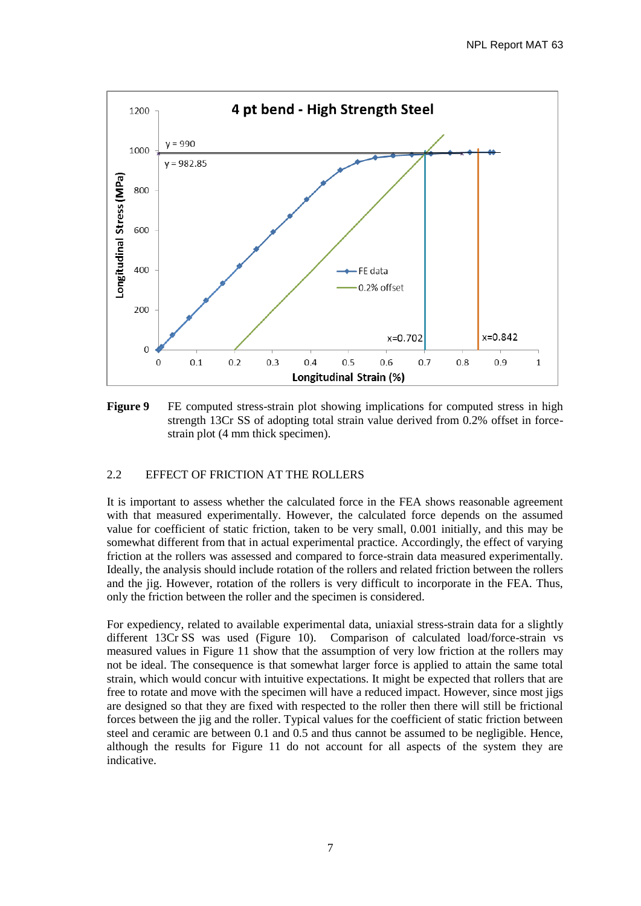**Figure 9** FE computed stress-strain plot showing implications for computed stress in high strength 13Cr SS of adopting total strain value derived from 0.2% offset in force-strain plot (4 mm thick specimen).

## 2.2 EFFECT OF FRICTION AT THE ROLLERS

It is important to assess whether the calculated force in the FEA shows reasonable agreement with that measured experimentally. However, the calculated force depends on the assumed value for coefficient of static friction, taken to be very small, 0.001 initially, and this may be somewhat different from that in actual experimental practice. Accordingly, the effect of varying friction at the rollers was assessed and compared to force-strain data measured experimentally. Ideally, the analysis should include rotation of the rollers and related friction between the rollers and the jig. However, rotation of the rollers is very difficult to incorporate in the FEA. Thus, only the friction between the roller and the specimen is considered.

For expediency, related to available experimental data, uniaxial stress-strain data for a slightly different 13Cr SS was used (Figure 10). Comparison of calculated load/force-strain vs measured values in Figure 11 show that the assumption of very low friction at the rollers may not be ideal. The consequence is that somewhat larger force is applied to attain the same total strain, which would concur with intuitive expectations. It might be expected that rollers that are free to rotate and move with the specimen will have a reduced impact. However, since most jigs are designed so that they are fixed with respected to the roller then there will still be frictional forces between the jig and the roller. Typical values for the coefficient of static friction between steel and ceramic are between 0.1 and 0.5 and thus cannot be assumed to be negligible. Hence, although the results for Figure 11 do not account for all aspects of the system they are indicative.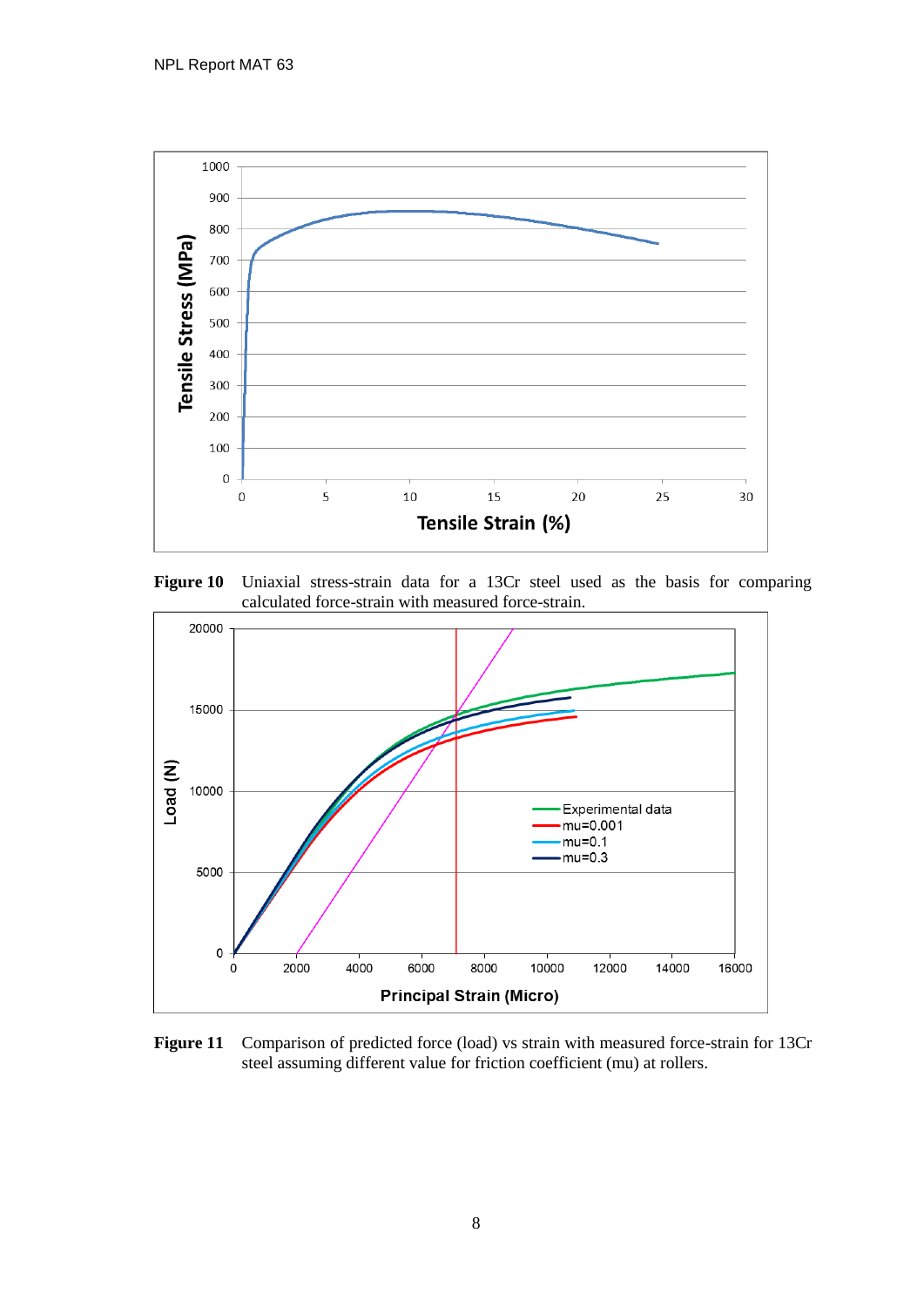**Figure 10** Uniaxial stress-strain data for a 13Cr steel used as the basis for comparing calculated force-strain with measured force-strain.

**Figure 11** Comparison of predicted force (load) vs strain with measured force-strain for 13Cr steel assuming different value for friction coefficient (mu) at rollers.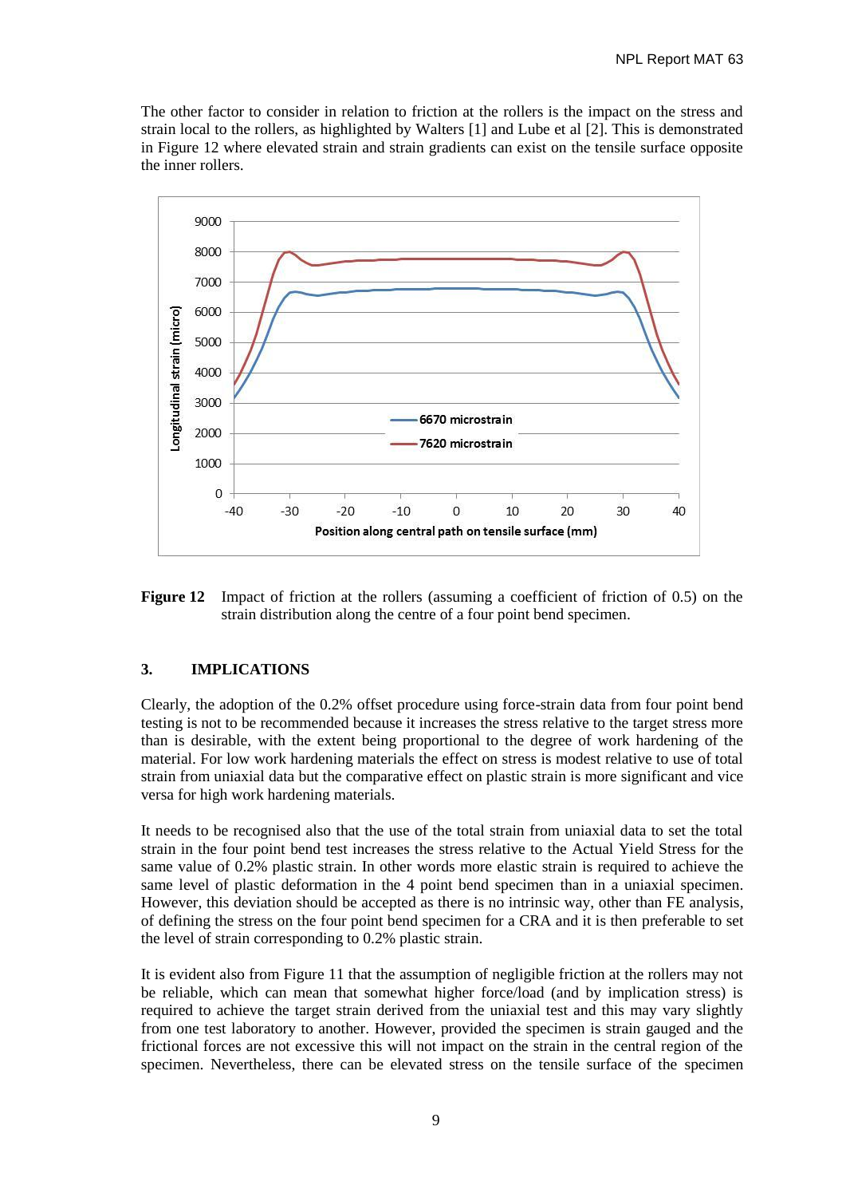The other factor to consider in relation to friction at the rollers is the impact on the stress and strain local to the rollers, as highlighted by Walters [1] and Lube et al [2]. This is demonstrated in Figure 12 where elevated strain and strain gradients can exist on the tensile surface opposite the inner rollers.

**Figure 12** Impact of friction at the rollers (assuming a coefficient of friction of 0.5) on the strain distribution along the centre of a four point bend specimen.

## 3. IMPLICATIONS

Clearly, the adoption of the 0.2% offset procedure using force-strain data from four point bend testing is not to be recommended because it increases the stress relative to the target stress more than is desirable, with the extent being proportional to the degree of work hardening of the material. For low work hardening materials the effect on stress is modest relative to use of total strain from uniaxial data but the comparative effect on plastic strain is more significant and vice versa for high work hardening materials.

It needs to be recognised also that the use of the total strain from uniaxial data to set the total strain in the four point bend test increases the stress relative to the Actual Yield Stress for the same value of 0.2% plastic strain. In other words more elastic strain is required to achieve the same level of plastic deformation in the 4 point bend specimen than in a uniaxial specimen. However, this deviation should be accepted as there is no intrinsic way, other than FE analysis, of defining the stress on the four point bend specimen for a CRA and it is then preferable to set the level of strain corresponding to 0.2% plastic strain.

It is evident also from Figure 11 that the assumption of negligible friction at the rollers may not be reliable, which can mean that somewhat higher force/load (and by implication stress) is required to achieve the target strain derived from the uniaxial test and this may vary slightly from one test laboratory to another. However, provided the specimen is strain gauged and the frictional forces are not excessive this will not impact on the strain in the central region of the specimen. Nevertheless, there can be elevated stress on the tensile surface of the specimen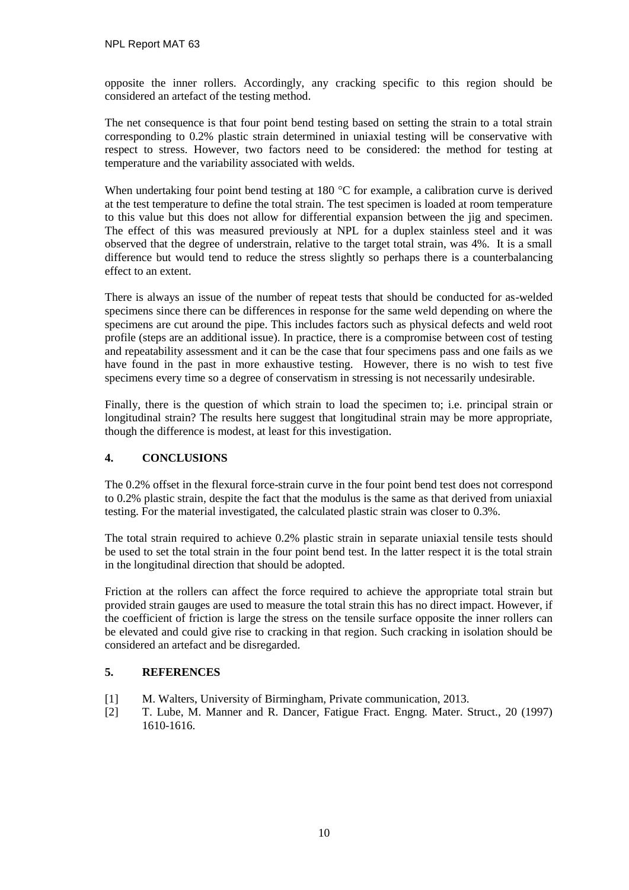opposite the inner rollers. Accordingly, any cracking specific to this region should be considered an artefact of the testing method.

The net consequence is that four point bend testing based on setting the strain to a total strain corresponding to 0.2% plastic strain determined in uniaxial testing will be conservative with respect to stress. However, two factors need to be considered: the method for testing at temperature and the variability associated with welds.

When undertaking four point bend testing at 180 °C for example, a calibration curve is derived at the test temperature to define the total strain. The test specimen is loaded at room temperature to this value but this does not allow for differential expansion between the jig and specimen. The effect of this was measured previously at NPL for a duplex stainless steel and it was observed that the degree of understrain, relative to the target total strain, was 4%. It is a small difference but would tend to reduce the stress slightly so perhaps there is a counterbalancing effect to an extent.

There is always an issue of the number of repeat tests that should be conducted for as-welded specimens since there can be differences in response for the same weld depending on where the specimens are cut around the pipe. This includes factors such as physical defects and weld root profile (steps are an additional issue). In practice, there is a compromise between cost of testing and repeatability assessment and it can be the case that four specimens pass and one fails as we have found in the past in more exhaustive testing. However, there is no wish to test five specimens every time so a degree of conservatism in stressing is not necessarily undesirable.

Finally, there is the question of which strain to load the specimen to; i.e. principal strain or longitudinal strain? The results here suggest that longitudinal strain may be more appropriate, though the difference is modest, at least for this investigation.

## 4. CONCLUSIONS

The 0.2% offset in the flexural force-strain curve in the four point bend test does not correspond to 0.2% plastic strain, despite the fact that the modulus is the same as that derived from uniaxial testing. For the material investigated, the calculated plastic strain was closer to 0.3%.

The total strain required to achieve 0.2% plastic strain in separate uniaxial tensile tests should be used to set the total strain in the four point bend test. In the latter respect it is the total strain in the longitudinal direction that should be adopted.

Friction at the rollers can affect the force required to achieve the appropriate total strain but provided strain gauges are used to measure the total strain this has no direct impact. However, if the coefficient of friction is large the stress on the tensile surface opposite the inner rollers can be elevated and could give rise to cracking in that region. Such cracking in isolation should be considered an artefact and be disregarded.

## 5. REFERENCES

[1] M. Walters, University of Birmingham, Private communication, 2013.

[2] T. Lube, M. Manner and R. Dancer, Fatigue Fract. Engng. Mater. Struct., 20 (1997) 1610-1616.